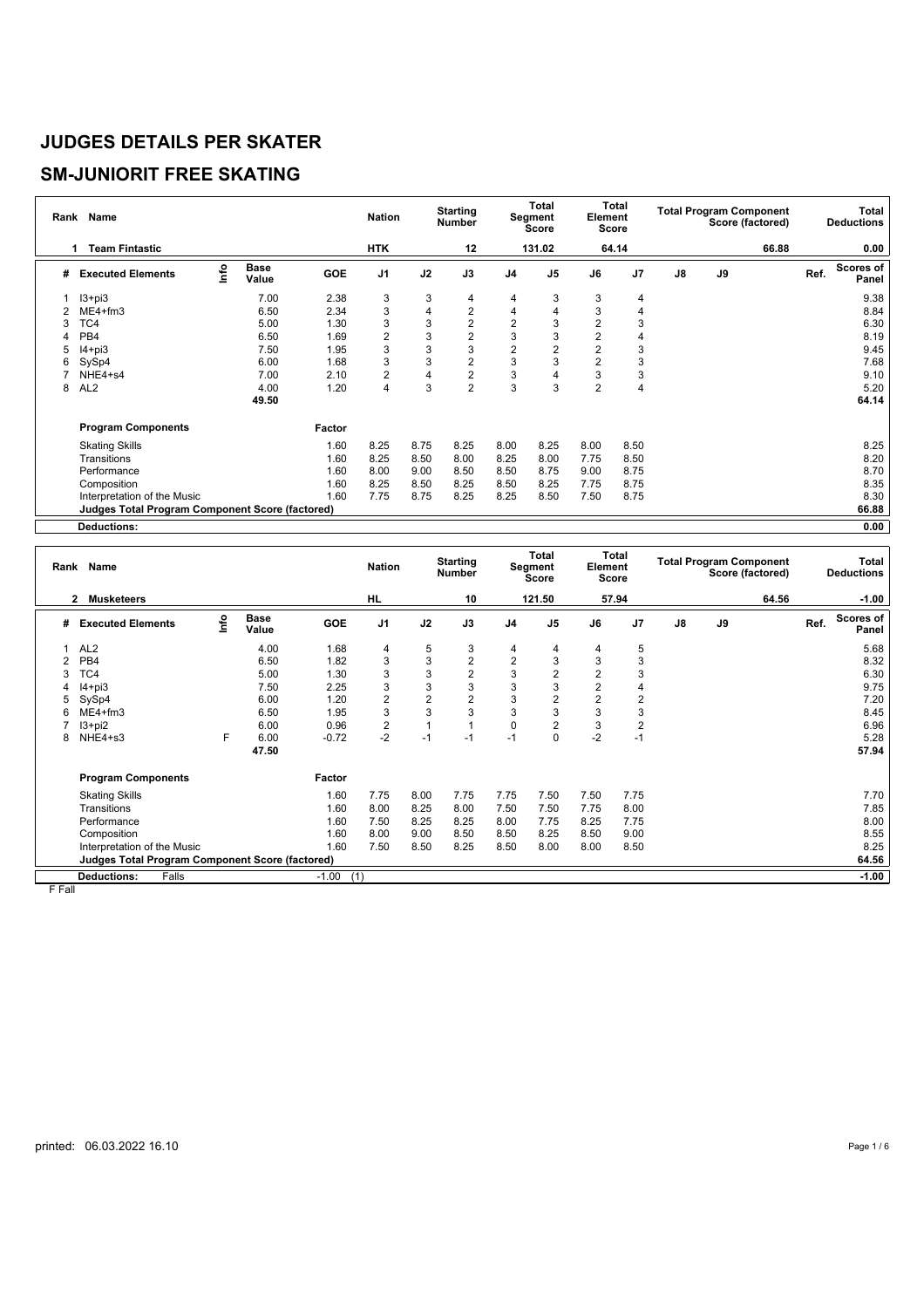# JUDGES DETAILS PER SKATER

## SM-JUNIORIT FREE SKATING

| Rank | Name | Nation | Starting Number | Total Segment Score | Total Element Score | Total Program Component Score (factored) | Total Deductions |
|---|---|---|---|---|---|---|---|
| 1 | Team Fintastic | HTK | 12 | 131.02 | 64.14 | 66.88 | 0.00 |

| # | Executed Elements | Info | Base Value | GOE | J1 | J2 | J3 | J4 | J5 | J6 | J7 | J8 | J9 | Ref. | Scores of Panel |
|---|---|---|---|---|---|---|---|---|---|---|---|---|---|---|---|
| 1 | I3+pi3 | | 7.00 | 2.38 | 3 | 3 | 4 | 4 | 3 | 3 | 4 | | | | 9.38 |
| 2 | ME4+fm3 | | 6.50 | 2.34 | 3 | 4 | 2 | 4 | 4 | 3 | 4 | | | | 8.84 |
| 3 | TC4 | | 5.00 | 1.30 | 3 | 3 | 2 | 2 | 3 | 2 | 3 | | | | 6.30 |
| 4 | PB4 | | 6.50 | 1.69 | 2 | 3 | 2 | 3 | 3 | 2 | 4 | | | | 8.19 |
| 5 | I4+pi3 | | 7.50 | 1.95 | 3 | 3 | 3 | 2 | 2 | 2 | 3 | | | | 9.45 |
| 6 | SySp4 | | 6.00 | 1.68 | 3 | 3 | 2 | 3 | 3 | 2 | 3 | | | | 7.68 |
| 7 | NHE4+s4 | | 7.00 | 2.10 | 2 | 4 | 2 | 3 | 4 | 3 | 3 | | | | 9.10 |
| 8 | AL2 | | 4.00 | 1.20 | 4 | 3 | 2 | 3 | 3 | 2 | 4 | | | | 5.20 |
| | | | 49.50 | | | | | | | | | | | | 64.14 |

| Program Components | Factor | J1 | J2 | J3 | J4 | J5 | J6 | J7 | J8 | J9 | Scores of Panel |
|---|---|---|---|---|---|---|---|---|---|---|---|
| Skating Skills | 1.60 | 8.25 | 8.75 | 8.25 | 8.00 | 8.25 | 8.00 | 8.50 | | | 8.25 |
| Transitions | 1.60 | 8.25 | 8.50 | 8.00 | 8.25 | 8.00 | 7.75 | 8.50 | | | 8.20 |
| Performance | 1.60 | 8.00 | 9.00 | 8.50 | 8.50 | 8.75 | 9.00 | 8.75 | | | 8.70 |
| Composition | 1.60 | 8.25 | 8.50 | 8.25 | 8.50 | 8.25 | 7.75 | 8.75 | | | 8.35 |
| Interpretation of the Music | 1.60 | 7.75 | 8.75 | 8.25 | 8.25 | 8.50 | 7.50 | 8.75 | | | 8.30 |
| **Judges Total Program Component Score (factored)** | | | | | | | | | | | 66.88 |
| **Deductions:** | | | | | | | | | | | 0.00 |

| Rank | Name | Nation | Starting Number | Total Segment Score | Total Element Score | Total Program Component Score (factored) | Total Deductions |
|---|---|---|---|---|---|---|---|
| 2 | Musketeers | HL | 10 | 121.50 | 57.94 | 64.56 | -1.00 |

| # | Executed Elements | Info | Base Value | GOE | J1 | J2 | J3 | J4 | J5 | J6 | J7 | J8 | J9 | Ref. | Scores of Panel |
|---|---|---|---|---|---|---|---|---|---|---|---|---|---|---|---|
| 1 | AL2 | | 4.00 | 1.68 | 4 | 5 | 3 | 4 | 4 | 4 | 5 | | | | 5.68 |
| 2 | PB4 | | 6.50 | 1.82 | 3 | 3 | 2 | 2 | 3 | 3 | 3 | | | | 8.32 |
| 3 | TC4 | | 5.00 | 1.30 | 3 | 3 | 2 | 3 | 2 | 2 | 3 | | | | 6.30 |
| 4 | I4+pi3 | | 7.50 | 2.25 | 3 | 3 | 3 | 3 | 3 | 2 | 4 | | | | 9.75 |
| 5 | SySp4 | | 6.00 | 1.20 | 2 | 2 | 2 | 3 | 2 | 2 | 2 | | | | 7.20 |
| 6 | ME4+fm3 | | 6.50 | 1.95 | 3 | 3 | 3 | 3 | 3 | 3 | 3 | | | | 8.45 |
| 7 | I3+pi2 | | 6.00 | 0.96 | 2 | 1 | 1 | 0 | 2 | 3 | 2 | | | | 6.96 |
| 8 | NHE4+s3 | F | 6.00 | -0.72 | -2 | -1 | -1 | -1 | 0 | -2 | -1 | | | | 5.28 |
| | | | 47.50 | | | | | | | | | | | | 57.94 |

| Program Components | Factor | J1 | J2 | J3 | J4 | J5 | J6 | J7 | J8 | J9 | Scores of Panel |
|---|---|---|---|---|---|---|---|---|---|---|---|
| Skating Skills | 1.60 | 7.75 | 8.00 | 7.75 | 7.75 | 7.50 | 7.50 | 7.75 | | | 7.70 |
| Transitions | 1.60 | 8.00 | 8.25 | 8.00 | 7.50 | 7.50 | 7.75 | 8.00 | | | 7.85 |
| Performance | 1.60 | 7.50 | 8.25 | 8.25 | 8.00 | 7.75 | 8.25 | 7.75 | | | 8.00 |
| Composition | 1.60 | 8.00 | 9.00 | 8.50 | 8.50 | 8.25 | 8.50 | 9.00 | | | 8.55 |
| Interpretation of the Music | 1.60 | 7.50 | 8.50 | 8.25 | 8.50 | 8.00 | 8.00 | 8.50 | | | 8.25 |
| **Judges Total Program Component Score (factored)** | | | | | | | | | | | 64.56 |
| **Deductions:** Falls | -1.00 (1) | | | | | | | | | | -1.00 |

F Fall

printed: 06.03.2022 16.10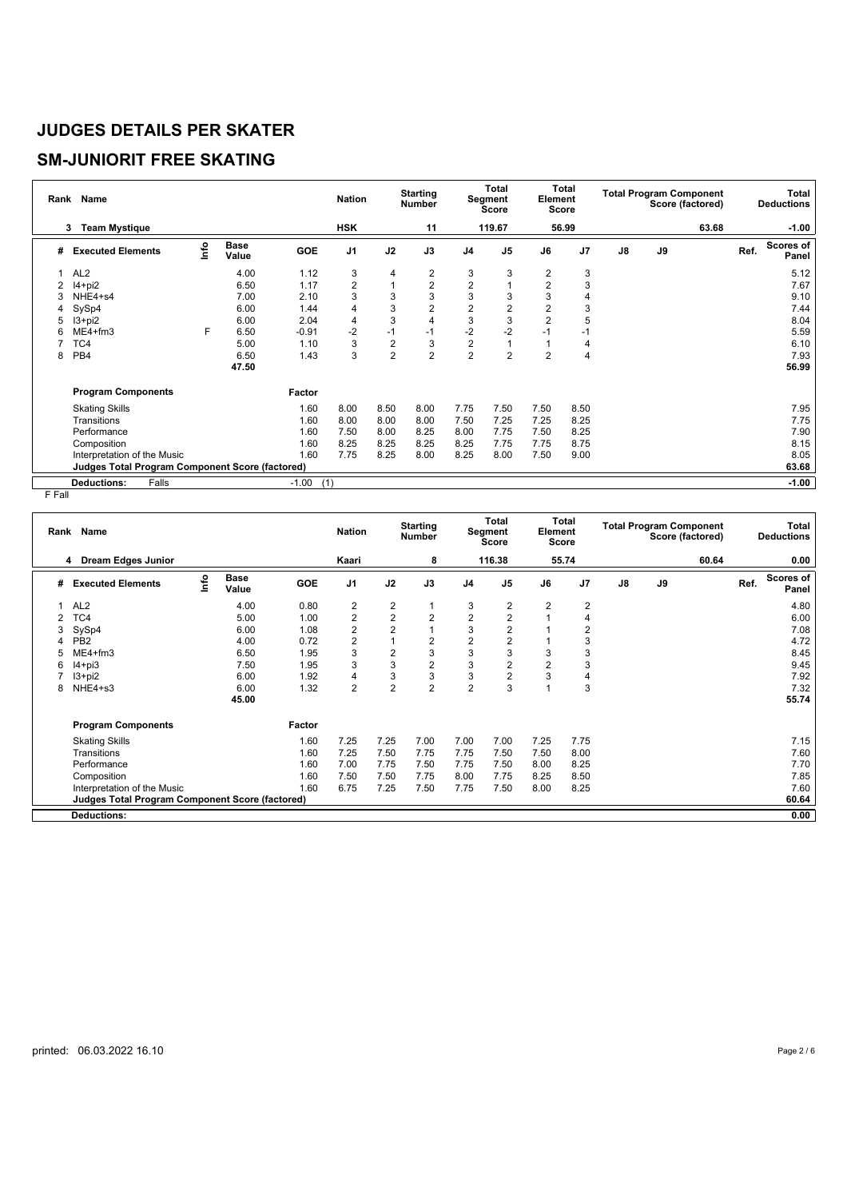# JUDGES DETAILS PER SKATER

## SM-JUNIORIT FREE SKATING

| Rank | Name | | | | Nation | | Starting Number | | Total Segment Score | | Total Element Score | | Total Program Component Score (factored) | | | Total Deductions |
|---|---|---|---|---|---|---|---|---|---|---|---|---|---|---|---|---|
| 3 | Team Mystique | | | | HSK | | 11 | | 119.67 | | 56.99 | | | 63.68 | | -1.00 |
| # | Executed Elements | Info | Base Value | GOE | J1 | J2 | J3 | J4 | J5 | J6 | J7 | J8 | J9 | | Ref. | Scores of Panel |
| 1 | AL2 | | 4.00 | 1.12 | 3 | 4 | 2 | 3 | 3 | 2 | 3 | | | | | 5.12 |
| 2 | I4+pi2 | | 6.50 | 1.17 | 2 | 1 | 2 | 2 | 1 | 2 | 3 | | | | | 7.67 |
| 3 | NHE4+s4 | | 7.00 | 2.10 | 3 | 3 | 3 | 3 | 3 | 3 | 4 | | | | | 9.10 |
| 4 | SySp4 | | 6.00 | 1.44 | 4 | 3 | 2 | 2 | 2 | 2 | 3 | | | | | 7.44 |
| 5 | I3+pi2 | | 6.00 | 2.04 | 4 | 3 | 4 | 3 | 3 | 2 | 5 | | | | | 8.04 |
| 6 | ME4+fm3 | F | 6.50 | -0.91 | -2 | -1 | -1 | -2 | -2 | -1 | -1 | | | | | 5.59 |
| 7 | TC4 | | 5.00 | 1.10 | 3 | 2 | 3 | 2 | 1 | 1 | 4 | | | | | 6.10 |
| 8 | PB4 | | 6.50 | 1.43 | 3 | 2 | 2 | 2 | 2 | 2 | 4 | | | | | 7.93 |
| | | | 47.50 | | | | | | | | | | | | | 56.99 |
| | Program Components | | | Factor | | | | | | | | | | | | |
| | Skating Skills | | | 1.60 | 8.00 | 8.50 | 8.00 | 7.75 | 7.50 | 7.50 | 8.50 | | | | | 7.95 |
| | Transitions | | | 1.60 | 8.00 | 8.00 | 8.00 | 7.50 | 7.25 | 7.25 | 8.25 | | | | | 7.75 |
| | Performance | | | 1.60 | 7.50 | 8.00 | 8.25 | 8.00 | 7.75 | 7.50 | 8.25 | | | | | 7.90 |
| | Composition | | | 1.60 | 8.25 | 8.25 | 8.25 | 8.25 | 7.75 | 7.75 | 8.75 | | | | | 8.15 |
| | Interpretation of the Music | | | 1.60 | 7.75 | 8.25 | 8.00 | 8.25 | 8.00 | 7.50 | 9.00 | | | | | 8.05 |
| | Judges Total Program Component Score (factored) | | | | | | | | | | | | | | | 63.68 |
| | Deductions: | Falls | | -1.00 | (1) | | | | | | | | | | | -1.00 |

F Fall

| Rank | Name | | | | Nation | | Starting Number | | Total Segment Score | | Total Element Score | | Total Program Component Score (factored) | | | Total Deductions |
|---|---|---|---|---|---|---|---|---|---|---|---|---|---|---|---|---|
| 4 | Dream Edges Junior | | | | Kaari | | 8 | | 116.38 | | 55.74 | | | 60.64 | | 0.00 |
| # | Executed Elements | Info | Base Value | GOE | J1 | J2 | J3 | J4 | J5 | J6 | J7 | J8 | J9 | | Ref. | Scores of Panel |
| 1 | AL2 | | 4.00 | 0.80 | 2 | 2 | 1 | 3 | 2 | 2 | 2 | | | | | 4.80 |
| 2 | TC4 | | 5.00 | 1.00 | 2 | 2 | 2 | 2 | 2 | 1 | 4 | | | | | 6.00 |
| 3 | SySp4 | | 6.00 | 1.08 | 2 | 2 | 1 | 3 | 2 | 1 | 2 | | | | | 7.08 |
| 4 | PB2 | | 4.00 | 0.72 | 2 | 1 | 2 | 2 | 2 | 1 | 3 | | | | | 4.72 |
| 5 | ME4+fm3 | | 6.50 | 1.95 | 3 | 2 | 3 | 3 | 3 | 3 | 3 | | | | | 8.45 |
| 6 | I4+pi3 | | 7.50 | 1.95 | 3 | 3 | 2 | 3 | 2 | 2 | 3 | | | | | 9.45 |
| 7 | I3+pi2 | | 6.00 | 1.92 | 4 | 3 | 3 | 3 | 2 | 3 | 4 | | | | | 7.92 |
| 8 | NHE4+s3 | | 6.00 | 1.32 | 2 | 2 | 2 | 2 | 3 | 1 | 3 | | | | | 7.32 |
| | | | 45.00 | | | | | | | | | | | | | 55.74 |
| | Program Components | | | Factor | | | | | | | | | | | | |
| | Skating Skills | | | 1.60 | 7.25 | 7.25 | 7.00 | 7.00 | 7.00 | 7.25 | 7.75 | | | | | 7.15 |
| | Transitions | | | 1.60 | 7.25 | 7.50 | 7.75 | 7.75 | 7.50 | 7.50 | 8.00 | | | | | 7.60 |
| | Performance | | | 1.60 | 7.00 | 7.75 | 7.50 | 7.75 | 7.50 | 8.00 | 8.25 | | | | | 7.70 |
| | Composition | | | 1.60 | 7.50 | 7.50 | 7.75 | 8.00 | 7.75 | 8.25 | 8.50 | | | | | 7.85 |
| | Interpretation of the Music | | | 1.60 | 6.75 | 7.25 | 7.50 | 7.75 | 7.50 | 8.00 | 8.25 | | | | | 7.60 |
| | Judges Total Program Component Score (factored) | | | | | | | | | | | | | | | 60.64 |
| | Deductions: | | | | | | | | | | | | | | | 0.00 |

printed: 06.03.2022 16.10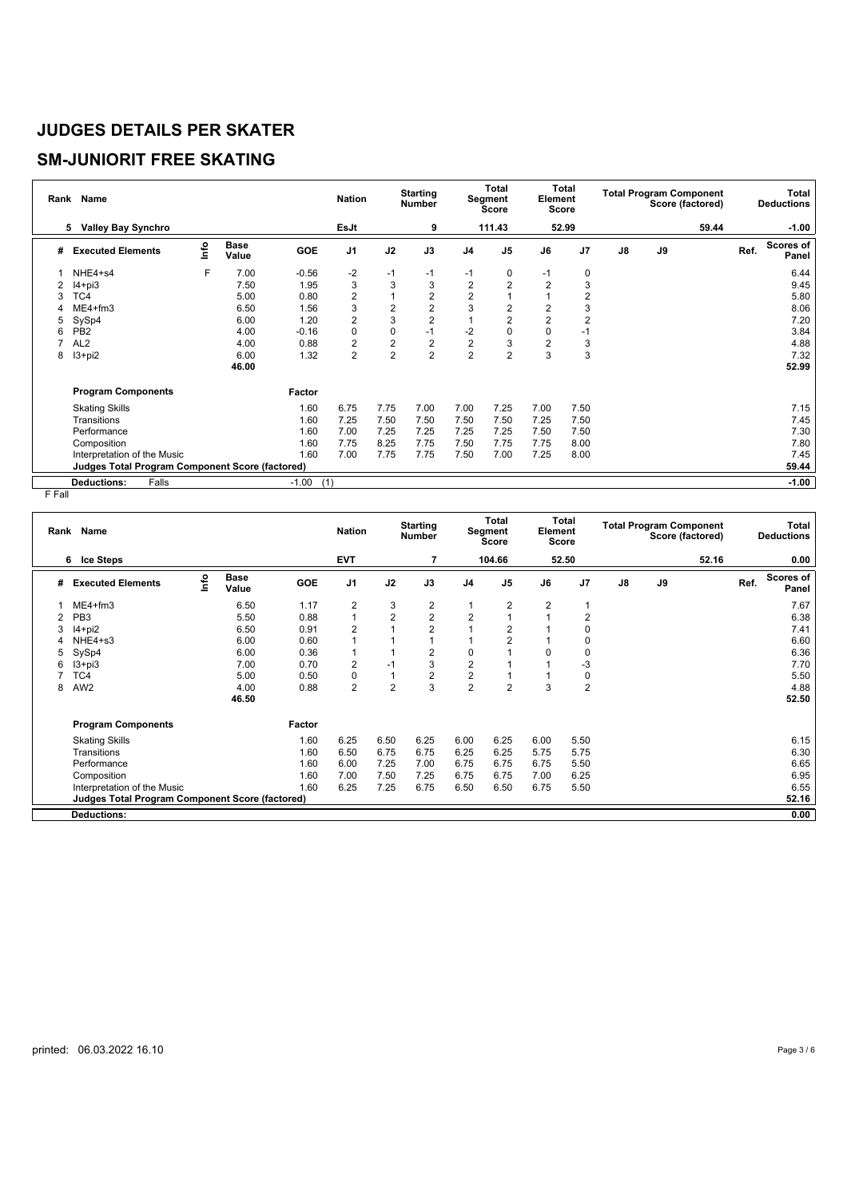# JUDGES DETAILS PER SKATER

## SM-JUNIORIT FREE SKATING

| Rank | Name | | | | Nation | | Starting Number | | Total Segment Score | | Total Element Score | | | Total Program Component Score (factored) | | | Total Deductions |
|---|---|---|---|---|---|---|---|---|---|---|---|---|---|---|---|---|---|
| 5 | Valley Bay Synchro | | | | EsJt | | 9 | | 111.43 | | 52.99 | | | | 59.44 | | -1.00 |
| # | Executed Elements | Info | Base Value | GOE | J1 | J2 | J3 | J4 | J5 | J6 | J7 | J8 | J9 | | | Ref. | Scores of Panel |
| 1 | NHE4+s4 | F | 7.00 | -0.56 | -2 | -1 | -1 | -1 | 0 | -1 | 0 | | | | | | 6.44 |
| 2 | I4+pi3 | | 7.50 | 1.95 | 3 | 3 | 3 | 2 | 2 | 2 | 3 | | | | | | 9.45 |
| 3 | TC4 | | 5.00 | 0.80 | 2 | 1 | 2 | 2 | 1 | 1 | 2 | | | | | | 5.80 |
| 4 | ME4+fm3 | | 6.50 | 1.56 | 3 | 2 | 2 | 3 | 2 | 2 | 3 | | | | | | 8.06 |
| 5 | SySp4 | | 6.00 | 1.20 | 2 | 3 | 2 | 1 | 2 | 2 | 2 | | | | | | 7.20 |
| 6 | PB2 | | 4.00 | -0.16 | 0 | 0 | -1 | -2 | 0 | 0 | -1 | | | | | | 3.84 |
| 7 | AL2 | | 4.00 | 0.88 | 2 | 2 | 2 | 2 | 3 | 2 | 3 | | | | | | 4.88 |
| 8 | I3+pi2 | | 6.00 | 1.32 | 2 | 2 | 2 | 2 | 2 | 3 | 3 | | | | | | 7.32 |
| | | | 46.00 | | | | | | | | | | | | | | 52.99 |
| | Program Components | | | Factor | | | | | | | | | | | | | |
| | Skating Skills | | | 1.60 | 6.75 | 7.75 | 7.00 | 7.00 | 7.25 | 7.00 | 7.50 | | | | | | 7.15 |
| | Transitions | | | 1.60 | 7.25 | 7.50 | 7.50 | 7.50 | 7.50 | 7.25 | 7.50 | | | | | | 7.45 |
| | Performance | | | 1.60 | 7.00 | 7.25 | 7.25 | 7.25 | 7.25 | 7.50 | 7.50 | | | | | | 7.30 |
| | Composition | | | 1.60 | 7.75 | 8.25 | 7.75 | 7.50 | 7.75 | 7.75 | 8.00 | | | | | | 7.80 |
| | Interpretation of the Music | | | 1.60 | 7.00 | 7.75 | 7.75 | 7.50 | 7.00 | 7.25 | 8.00 | | | | | | 7.45 |
| | Judges Total Program Component Score (factored) | | | | | | | | | | | | | | | | 59.44 |
| | Deductions: | Falls | | -1.00 | (1) | | | | | | | | | | | | -1.00 |

F Fall

| Rank | Name | | | | Nation | | Starting Number | | Total Segment Score | | Total Element Score | | | Total Program Component Score (factored) | | | Total Deductions |
|---|---|---|---|---|---|---|---|---|---|---|---|---|---|---|---|---|---|
| 6 | Ice Steps | | | | EVT | | 7 | | 104.66 | | 52.50 | | | | 52.16 | | 0.00 |
| # | Executed Elements | Info | Base Value | GOE | J1 | J2 | J3 | J4 | J5 | J6 | J7 | J8 | J9 | | | Ref. | Scores of Panel |
| 1 | ME4+fm3 | | 6.50 | 1.17 | 2 | 3 | 2 | 1 | 2 | 2 | 1 | | | | | | 7.67 |
| 2 | PB3 | | 5.50 | 0.88 | 1 | 2 | 2 | 2 | 1 | 1 | 2 | | | | | | 6.38 |
| 3 | I4+pi2 | | 6.50 | 0.91 | 2 | 1 | 2 | 1 | 2 | 1 | 0 | | | | | | 7.41 |
| 4 | NHE4+s3 | | 6.00 | 0.60 | 1 | 1 | 1 | 1 | 2 | 1 | 0 | | | | | | 6.60 |
| 5 | SySp4 | | 6.00 | 0.36 | 1 | 1 | 2 | 0 | 1 | 0 | 0 | | | | | | 6.36 |
| 6 | I3+pi3 | | 7.00 | 0.70 | 2 | -1 | 3 | 2 | 1 | 1 | -3 | | | | | | 7.70 |
| 7 | TC4 | | 5.00 | 0.50 | 0 | 1 | 2 | 2 | 1 | 1 | 0 | | | | | | 5.50 |
| 8 | AW2 | | 4.00 | 0.88 | 2 | 2 | 3 | 2 | 2 | 3 | 2 | | | | | | 4.88 |
| | | | 46.50 | | | | | | | | | | | | | | 52.50 |
| | Program Components | | | Factor | | | | | | | | | | | | | |
| | Skating Skills | | | 1.60 | 6.25 | 6.50 | 6.25 | 6.00 | 6.25 | 6.00 | 5.50 | | | | | | 6.15 |
| | Transitions | | | 1.60 | 6.50 | 6.75 | 6.75 | 6.25 | 6.25 | 5.75 | 5.75 | | | | | | 6.30 |
| | Performance | | | 1.60 | 6.00 | 7.25 | 7.00 | 6.75 | 6.75 | 6.75 | 5.50 | | | | | | 6.65 |
| | Composition | | | 1.60 | 7.00 | 7.50 | 7.25 | 6.75 | 6.75 | 7.00 | 6.25 | | | | | | 6.95 |
| | Interpretation of the Music | | | 1.60 | 6.25 | 7.25 | 6.75 | 6.50 | 6.50 | 6.75 | 5.50 | | | | | | 6.55 |
| | Judges Total Program Component Score (factored) | | | | | | | | | | | | | | | | 52.16 |
| | Deductions: | | | | | | | | | | | | | | | | 0.00 |

printed: 06.03.2022 16.10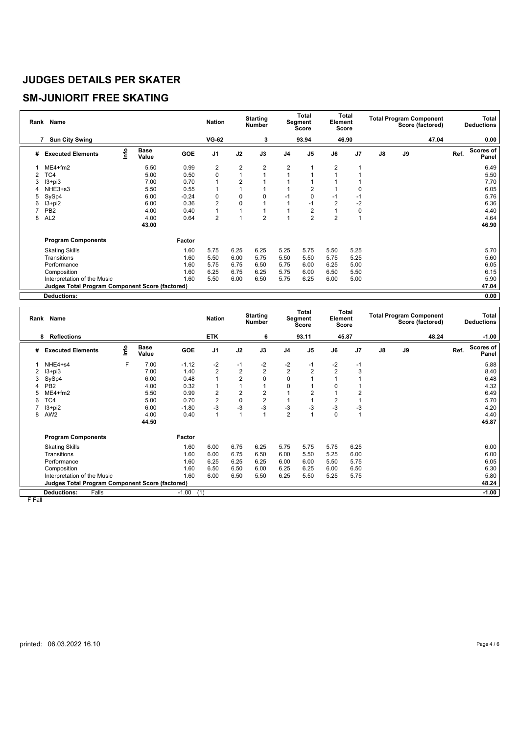# JUDGES DETAILS PER SKATER

## SM-JUNIORIT FREE SKATING

| Rank | Name | | | Nation | | Starting Number | | Total Segment Score | | Total Element Score | | Total Program Component Score (factored) | | | Total Deductions |
|---|---|---|---|---|---|---|---|---|---|---|---|---|---|---|---|
| 7 | Sun City Swing | | | VG-62 | | 3 | | 93.94 | | 46.90 | | 47.04 | | | 0.00 |

| # | Executed Elements | Info | Base Value | GOE | J1 | J2 | J3 | J4 | J5 | J6 | J7 | J8 | J9 | Ref. | Scores of Panel |
|---|---|---|---|---|---|---|---|---|---|---|---|---|---|---|---|
| 1 | ME4+fm2 | | 5.50 | 0.99 | 2 | 2 | 2 | 2 | 1 | 2 | 1 | | | | 6.49 |
| 2 | TC4 | | 5.00 | 0.50 | 0 | 1 | 1 | 1 | 1 | 1 | 1 | | | | 5.50 |
| 3 | I3+pi3 | | 7.00 | 0.70 | 1 | 2 | 1 | 1 | 1 | 1 | 1 | | | | 7.70 |
| 4 | NHE3+s3 | | 5.50 | 0.55 | 1 | 1 | 1 | 1 | 2 | 1 | 0 | | | | 6.05 |
| 5 | SySp4 | | 6.00 | -0.24 | 0 | 0 | 0 | -1 | 0 | -1 | -1 | | | | 5.76 |
| 6 | I3+pi2 | | 6.00 | 0.36 | 2 | 0 | 1 | 1 | -1 | 2 | -2 | | | | 6.36 |
| 7 | PB2 | | 4.00 | 0.40 | 1 | 1 | 1 | 1 | 2 | 1 | 0 | | | | 4.40 |
| 8 | AL2 | | 4.00 | 0.64 | 2 | 1 | 2 | 1 | 2 | 2 | 1 | | | | 4.64 |
| | | | 43.00 | | | | | | | | | | | | 46.90 |
| | **Program Components** | | | Factor | | | | | | | | | | | |
| | Skating Skills | | | 1.60 | 5.75 | 6.25 | 6.25 | 5.25 | 5.75 | 5.50 | 5.25 | | | | 5.70 |
| | Transitions | | | 1.60 | 5.50 | 6.00 | 5.75 | 5.50 | 5.50 | 5.75 | 5.25 | | | | 5.60 |
| | Performance | | | 1.60 | 5.75 | 6.75 | 6.50 | 5.75 | 6.00 | 6.25 | 5.00 | | | | 6.05 |
| | Composition | | | 1.60 | 6.25 | 6.75 | 6.25 | 5.75 | 6.00 | 6.50 | 5.50 | | | | 6.15 |
| | Interpretation of the Music | | | 1.60 | 5.50 | 6.00 | 6.50 | 5.75 | 6.25 | 6.00 | 5.00 | | | | 5.90 |
| | **Judges Total Program Component Score (factored)** | | | | | | | | | | | | | | 47.04 |
| | **Deductions:** | | | | | | | | | | | | | | 0.00 |

| Rank | Name | | | Nation | | Starting Number | | Total Segment Score | | Total Element Score | | Total Program Component Score (factored) | | | Total Deductions |
|---|---|---|---|---|---|---|---|---|---|---|---|---|---|---|---|
| 8 | Reflections | | | ETK | | 6 | | 93.11 | | 45.87 | | 48.24 | | | -1.00 |

| # | Executed Elements | Info | Base Value | GOE | J1 | J2 | J3 | J4 | J5 | J6 | J7 | J8 | J9 | Ref. | Scores of Panel |
|---|---|---|---|---|---|---|---|---|---|---|---|---|---|---|---|
| 1 | NHE4+s4 | F | 7.00 | -1.12 | -2 | -1 | -2 | -2 | -1 | -2 | -1 | | | | 5.88 |
| 2 | I3+pi3 | | 7.00 | 1.40 | 2 | 2 | 2 | 2 | 2 | 2 | 3 | | | | 8.40 |
| 3 | SySp4 | | 6.00 | 0.48 | 1 | 2 | 0 | 0 | 1 | 1 | 1 | | | | 6.48 |
| 4 | PB2 | | 4.00 | 0.32 | 1 | 1 | 1 | 0 | 1 | 0 | 1 | | | | 4.32 |
| 5 | ME4+fm2 | | 5.50 | 0.99 | 2 | 2 | 2 | 1 | 2 | 1 | 2 | | | | 6.49 |
| 6 | TC4 | | 5.00 | 0.70 | 2 | 0 | 2 | 1 | 1 | 2 | 1 | | | | 5.70 |
| 7 | I3+pi2 | | 6.00 | -1.80 | -3 | -3 | -3 | -3 | -3 | -3 | -3 | | | | 4.20 |
| 8 | AW2 | | 4.00 | 0.40 | 1 | 1 | 1 | 2 | 1 | 0 | 1 | | | | 4.40 |
| | | | 44.50 | | | | | | | | | | | | 45.87 |
| | **Program Components** | | | Factor | | | | | | | | | | | |
| | Skating Skills | | | 1.60 | 6.00 | 6.75 | 6.25 | 5.75 | 5.75 | 5.75 | 6.25 | | | | 6.00 |
| | Transitions | | | 1.60 | 6.00 | 6.75 | 6.50 | 6.00 | 5.50 | 5.25 | 6.00 | | | | 6.00 |
| | Performance | | | 1.60 | 6.25 | 6.25 | 6.25 | 6.00 | 6.00 | 5.50 | 5.75 | | | | 6.05 |
| | Composition | | | 1.60 | 6.50 | 6.50 | 6.00 | 6.25 | 6.25 | 6.00 | 6.50 | | | | 6.30 |
| | Interpretation of the Music | | | 1.60 | 6.00 | 6.50 | 5.50 | 6.25 | 5.50 | 5.25 | 5.75 | | | | 5.80 |
| | **Judges Total Program Component Score (factored)** | | | | | | | | | | | | | | 48.24 |
| | **Deductions:** Falls | | | -1.00 | (1) | | | | | | | | | | -1.00 |

F Fall

printed: 06.03.2022 16.10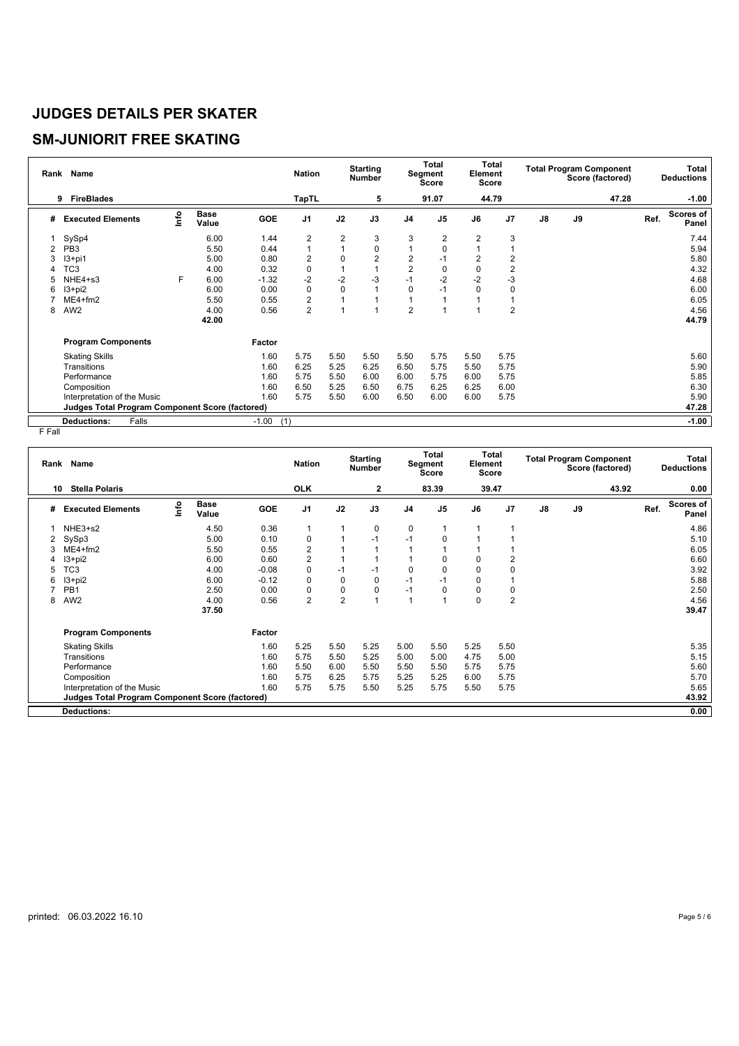# JUDGES DETAILS PER SKATER

## SM-JUNIORIT FREE SKATING

| Rank | Name | | | | Nation | | Starting Number | | Total Segment Score | | Total Element Score | | Total Program Component Score (factored) | | | | Total Deductions |
|---|---|---|---|---|---|---|---|---|---|---|---|---|---|---|---|---|---|
| 9 | FireBlades | | | | TapTL | | 5 | | 91.07 | | 44.79 | | | | 47.28 | | -1.00 |
| # | Executed Elements | Info | Base Value | GOE | J1 | J2 | J3 | J4 | J5 | J6 | J7 | J8 | J9 | | | Ref. | Scores of Panel |
| 1 | SySp4 | | 6.00 | 1.44 | 2 | 2 | 3 | 3 | 2 | 2 | 3 | | | | | | 7.44 |
| 2 | PB3 | | 5.50 | 0.44 | 1 | 1 | 0 | 1 | 0 | 1 | 1 | | | | | | 5.94 |
| 3 | I3+pi1 | | 5.00 | 0.80 | 2 | 0 | 2 | 2 | -1 | 2 | 2 | | | | | | 5.80 |
| 4 | TC3 | | 4.00 | 0.32 | 0 | 1 | 1 | 2 | 0 | 0 | 2 | | | | | | 4.32 |
| 5 | NHE4+s3 | F | 6.00 | -1.32 | -2 | -2 | -3 | -1 | -2 | -2 | -3 | | | | | | 4.68 |
| 6 | I3+pi2 | | 6.00 | 0.00 | 0 | 0 | 1 | 0 | -1 | 0 | 0 | | | | | | 6.00 |
| 7 | ME4+fm2 | | 5.50 | 0.55 | 2 | 1 | 1 | 1 | 1 | 1 | 1 | | | | | | 6.05 |
| 8 | AW2 | | 4.00 | 0.56 | 2 | 1 | 1 | 2 | 1 | 1 | 2 | | | | | | 4.56 |
| | | | 42.00 | | | | | | | | | | | | | | 44.79 |
| | Program Components | | | Factor | | | | | | | | | | | | | |
| | Skating Skills | | | 1.60 | 5.75 | 5.50 | 5.50 | 5.50 | 5.75 | 5.50 | 5.75 | | | | | | 5.60 |
| | Transitions | | | 1.60 | 6.25 | 5.25 | 6.25 | 6.50 | 5.75 | 5.50 | 5.75 | | | | | | 5.90 |
| | Performance | | | 1.60 | 5.75 | 5.50 | 6.00 | 6.00 | 5.75 | 6.00 | 5.75 | | | | | | 5.85 |
| | Composition | | | 1.60 | 6.50 | 5.25 | 6.50 | 6.75 | 6.25 | 6.25 | 6.00 | | | | | | 6.30 |
| | Interpretation of the Music | | | 1.60 | 5.75 | 5.50 | 6.00 | 6.50 | 6.00 | 6.00 | 5.75 | | | | | | 5.90 |
| | Judges Total Program Component Score (factored) | | | | | | | | | | | | | | | | 47.28 |
| | Deductions: | Falls | | -1.00 | (1) | | | | | | | | | | | | -1.00 |

F Fall

| Rank | Name | | | | Nation | | Starting Number | | Total Segment Score | | Total Element Score | | Total Program Component Score (factored) | | | | Total Deductions |
|---|---|---|---|---|---|---|---|---|---|---|---|---|---|---|---|---|---|
| 10 | Stella Polaris | | | | OLK | | 2 | | 83.39 | | 39.47 | | | | 43.92 | | 0.00 |
| # | Executed Elements | Info | Base Value | GOE | J1 | J2 | J3 | J4 | J5 | J6 | J7 | J8 | J9 | | | Ref. | Scores of Panel |
| 1 | NHE3+s2 | | 4.50 | 0.36 | 1 | 1 | 0 | 0 | 1 | 1 | 1 | | | | | | 4.86 |
| 2 | SySp3 | | 5.00 | 0.10 | 0 | 1 | -1 | -1 | 0 | 1 | 1 | | | | | | 5.10 |
| 3 | ME4+fm2 | | 5.50 | 0.55 | 2 | 1 | 1 | 1 | 1 | 1 | 1 | | | | | | 6.05 |
| 4 | I3+pi2 | | 6.00 | 0.60 | 2 | 1 | 1 | 1 | 0 | 0 | 2 | | | | | | 6.60 |
| 5 | TC3 | | 4.00 | -0.08 | 0 | -1 | -1 | 0 | 0 | 0 | 0 | | | | | | 3.92 |
| 6 | I3+pi2 | | 6.00 | -0.12 | 0 | 0 | 0 | -1 | -1 | 0 | 1 | | | | | | 5.88 |
| 7 | PB1 | | 2.50 | 0.00 | 0 | 0 | 0 | -1 | 0 | 0 | 0 | | | | | | 2.50 |
| 8 | AW2 | | 4.00 | 0.56 | 2 | 2 | 1 | 1 | 1 | 0 | 2 | | | | | | 4.56 |
| | | | 37.50 | | | | | | | | | | | | | | 39.47 |
| | Program Components | | | Factor | | | | | | | | | | | | | |
| | Skating Skills | | | 1.60 | 5.25 | 5.50 | 5.25 | 5.00 | 5.50 | 5.25 | 5.50 | | | | | | 5.35 |
| | Transitions | | | 1.60 | 5.75 | 5.50 | 5.25 | 5.00 | 5.00 | 4.75 | 5.00 | | | | | | 5.15 |
| | Performance | | | 1.60 | 5.50 | 6.00 | 5.50 | 5.50 | 5.50 | 5.75 | 5.75 | | | | | | 5.60 |
| | Composition | | | 1.60 | 5.75 | 6.25 | 5.75 | 5.25 | 5.25 | 6.00 | 5.75 | | | | | | 5.70 |
| | Interpretation of the Music | | | 1.60 | 5.75 | 5.75 | 5.50 | 5.25 | 5.75 | 5.50 | 5.75 | | | | | | 5.65 |
| | Judges Total Program Component Score (factored) | | | | | | | | | | | | | | | | 43.92 |
| | Deductions: | | | | | | | | | | | | | | | | 0.00 |

printed: 06.03.2022 16.10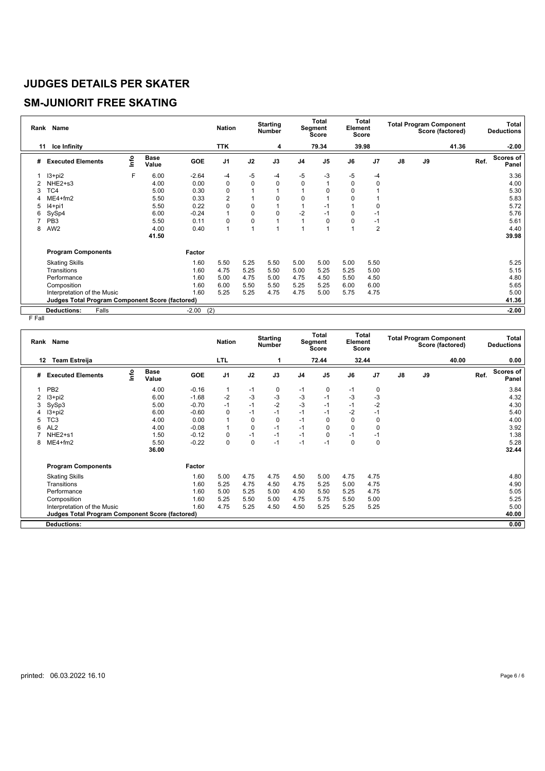# JUDGES DETAILS PER SKATER

## SM-JUNIORIT FREE SKATING

| Rank | Name | | | | Nation | | Starting Number | | Total Segment Score | | Total Element Score | | | Total Program Component Score (factored) | | | Total Deductions |
|---|---|---|---|---|---|---|---|---|---|---|---|---|---|---|---|---|---|
| 11 | Ice Infinity | | | | TTK | | 4 | | 79.34 | | 39.98 | | | | 41.36 | | -2.00 |
| # | Executed Elements | Info | Base Value | GOE | J1 | J2 | J3 | J4 | J5 | J6 | J7 | J8 | J9 | | | Ref. | Scores of Panel |
| 1 | I3+pi2 | F | 6.00 | -2.64 | -4 | -5 | -4 | -5 | -3 | -5 | -4 | | | | | | 3.36 |
| 2 | NHE2+s3 | | 4.00 | 0.00 | 0 | 0 | 0 | 0 | 1 | 0 | 0 | | | | | | 4.00 |
| 3 | TC4 | | 5.00 | 0.30 | 0 | 1 | 1 | 1 | 0 | 0 | 1 | | | | | | 5.30 |
| 4 | ME4+fm2 | | 5.50 | 0.33 | 2 | 1 | 0 | 0 | 1 | 0 | 1 | | | | | | 5.83 |
| 5 | I4+pi1 | | 5.50 | 0.22 | 0 | 0 | 1 | 1 | -1 | 1 | 0 | | | | | | 5.72 |
| 6 | SySp4 | | 6.00 | -0.24 | 1 | 0 | 0 | -2 | -1 | 0 | -1 | | | | | | 5.76 |
| 7 | PB3 | | 5.50 | 0.11 | 0 | 0 | 1 | 1 | 0 | 0 | -1 | | | | | | 5.61 |
| 8 | AW2 | | 4.00 | 0.40 | 1 | 1 | 1 | 1 | 1 | 1 | 2 | | | | | | 4.40 |
| | | | 41.50 | | | | | | | | | | | | | | 39.98 |
| | Program Components | | | Factor | | | | | | | | | | | | | |
| | Skating Skills | | | 1.60 | 5.50 | 5.25 | 5.50 | 5.00 | 5.00 | 5.00 | 5.50 | | | | | | 5.25 |
| | Transitions | | | 1.60 | 4.75 | 5.25 | 5.50 | 5.00 | 5.25 | 5.25 | 5.00 | | | | | | 5.15 |
| | Performance | | | 1.60 | 5.00 | 4.75 | 5.00 | 4.75 | 4.50 | 5.50 | 4.50 | | | | | | 4.80 |
| | Composition | | | 1.60 | 6.00 | 5.50 | 5.50 | 5.25 | 5.25 | 6.00 | 6.00 | | | | | | 5.65 |
| | Interpretation of the Music | | | 1.60 | 5.25 | 5.25 | 4.75 | 4.75 | 5.00 | 5.75 | 4.75 | | | | | | 5.00 |
| | Judges Total Program Component Score (factored) | | | | | | | | | | | | | | | | 41.36 |
| | Deductions: | Falls | | -2.00 (2) | | | | | | | | | | | | | -2.00 |

F Fall

| Rank | Name | | | | Nation | | Starting Number | | Total Segment Score | | Total Element Score | | | Total Program Component Score (factored) | | | Total Deductions |
|---|---|---|---|---|---|---|---|---|---|---|---|---|---|---|---|---|---|
| 12 | Team Estreija | | | | LTL | | 1 | | 72.44 | | 32.44 | | | | 40.00 | | 0.00 |
| # | Executed Elements | Info | Base Value | GOE | J1 | J2 | J3 | J4 | J5 | J6 | J7 | J8 | J9 | | | Ref. | Scores of Panel |
| 1 | PB2 | | 4.00 | -0.16 | 1 | -1 | 0 | -1 | 0 | -1 | 0 | | | | | | 3.84 |
| 2 | I3+pi2 | | 6.00 | -1.68 | -2 | -3 | -3 | -3 | -1 | -3 | -3 | | | | | | 4.32 |
| 3 | SySp3 | | 5.00 | -0.70 | -1 | -1 | -2 | -3 | -1 | -1 | -2 | | | | | | 4.30 |
| 4 | I3+pi2 | | 6.00 | -0.60 | 0 | -1 | -1 | -1 | -1 | -2 | -1 | | | | | | 5.40 |
| 5 | TC3 | | 4.00 | 0.00 | 1 | 0 | 0 | -1 | 0 | 0 | 0 | | | | | | 4.00 |
| 6 | AL2 | | 4.00 | -0.08 | 1 | 0 | -1 | -1 | 0 | 0 | 0 | | | | | | 3.92 |
| 7 | NHE2+s1 | | 1.50 | -0.12 | 0 | -1 | -1 | -1 | 0 | -1 | -1 | | | | | | 1.38 |
| 8 | ME4+fm2 | | 5.50 | -0.22 | 0 | 0 | -1 | -1 | -1 | 0 | 0 | | | | | | 5.28 |
| | | | 36.00 | | | | | | | | | | | | | | 32.44 |
| | Program Components | | | Factor | | | | | | | | | | | | | |
| | Skating Skills | | | 1.60 | 5.00 | 4.75 | 4.75 | 4.50 | 5.00 | 4.75 | 4.75 | | | | | | 4.80 |
| | Transitions | | | 1.60 | 5.25 | 4.75 | 4.50 | 4.75 | 5.25 | 5.00 | 4.75 | | | | | | 4.90 |
| | Performance | | | 1.60 | 5.00 | 5.25 | 5.00 | 4.50 | 5.50 | 5.25 | 4.75 | | | | | | 5.05 |
| | Composition | | | 1.60 | 5.25 | 5.50 | 5.00 | 4.75 | 5.75 | 5.50 | 5.00 | | | | | | 5.25 |
| | Interpretation of the Music | | | 1.60 | 4.75 | 5.25 | 4.50 | 4.50 | 5.25 | 5.25 | 5.25 | | | | | | 5.00 |
| | Judges Total Program Component Score (factored) | | | | | | | | | | | | | | | | 40.00 |
| | Deductions: | | | | | | | | | | | | | | | | 0.00 |

printed: 06.03.2022 16.10